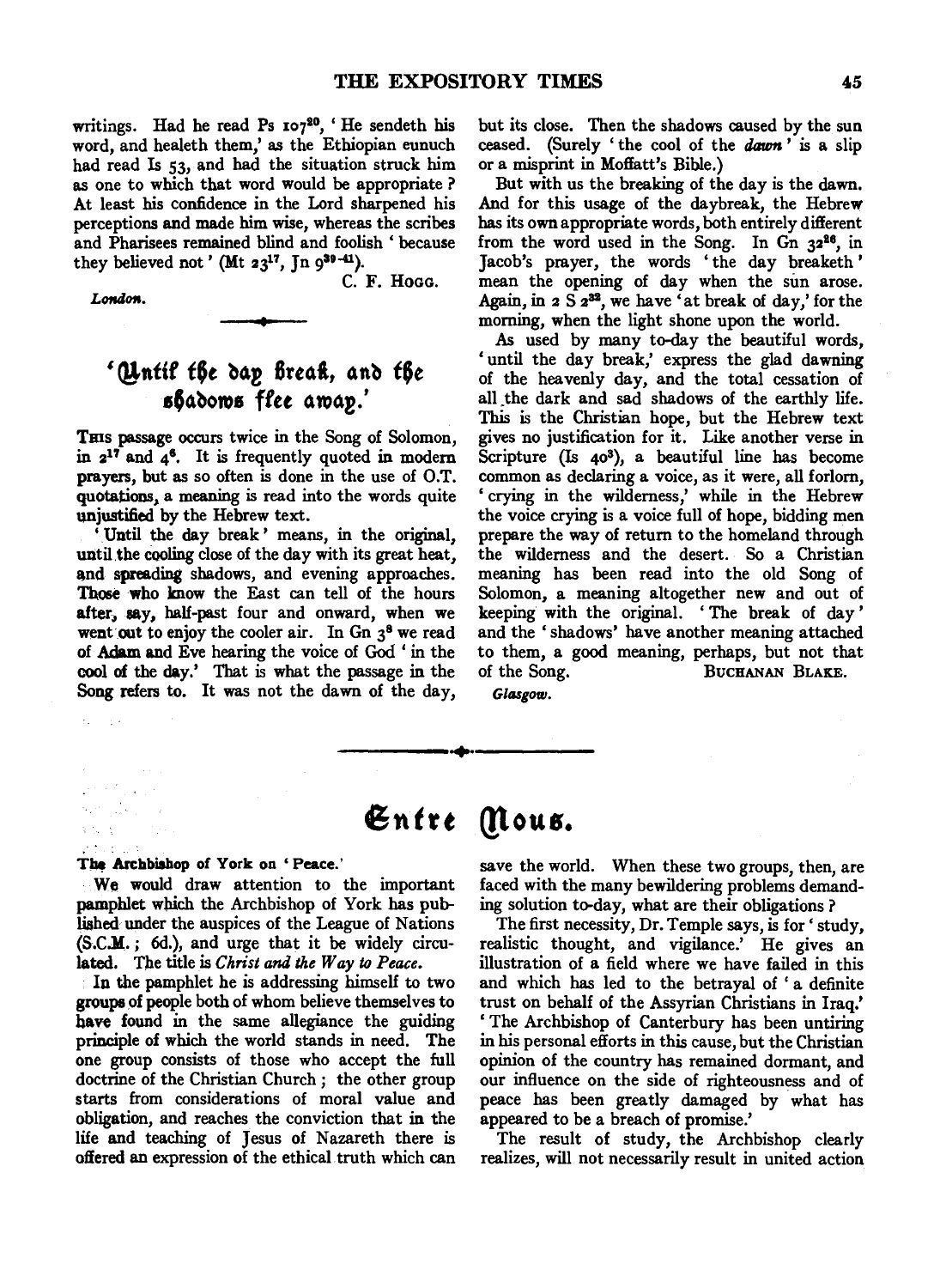writings. Had he read Ps 107[20], 'He sendeth his word, and healeth them,' as the Ethiopian eunuch had read Is 53, and had the situation struck him as one to which that word would be appropriate? At least his confidence in the Lord sharpened his perceptions and made him wise, whereas the scribes and Pharisees remained blind and foolish 'because they believed not' (Mt 23[17], Jn 9[39-41]).

C. F. Hogg.

*London.*

## 'Until the day break, and the shadows flee away.'

This passage occurs twice in the Song of Solomon, in 2[17] and 4[6]. It is frequently quoted in modern prayers, but as so often is done in the use of O.T. quotations, a meaning is read into the words quite unjustified by the Hebrew text.

'Until the day break' means, in the original, until the cooling close of the day with its great heat, and spreading shadows, and evening approaches. Those who know the East can tell of the hours after, say, half-past four and onward, when we went out to enjoy the cooler air. In Gn 3[8] we read of Adam and Eve hearing the voice of God 'in the cool of the day.' That is what the passage in the Song refers to. It was not the dawn of the day, but its close. Then the shadows caused by the sun ceased. (Surely 'the cool of the *dawn*' is a slip or a misprint in Moffatt's Bible.)

But with us the breaking of the day is the dawn. And for this usage of the daybreak, the Hebrew has its own appropriate words, both entirely different from the word used in the Song. In Gn 32[26], in Jacob's prayer, the words 'the day breaketh' mean the opening of day when the sun arose. Again, in 2 S 2[32], we have 'at break of day,' for the morning, when the light shone upon the world.

As used by many to-day the beautiful words, 'until the day break,' express the glad dawning of the heavenly day, and the total cessation of all the dark and sad shadows of the earthly life. This is the Christian hope, but the Hebrew text gives no justification for it. Like another verse in Scripture (Is 40[3]), a beautiful line has become common as declaring a voice, as it were, all forlorn, 'crying in the wilderness,' while in the Hebrew the voice crying is a voice full of hope, bidding men prepare the way of return to the homeland through the wilderness and the desert. So a Christian meaning has been read into the old Song of Solomon, a meaning altogether new and out of keeping with the original. 'The break of day' and the 'shadows' have another meaning attached to them, a good meaning, perhaps, but not that of the Song.

Buchanan Blake.

*Glasgow.*

# Entre Nous.

### The Archbishop of York on 'Peace.'

We would draw attention to the important pamphlet which the Archbishop of York has published under the auspices of the League of Nations (S.C.M.; 6d.), and urge that it be widely circulated. The title is *Christ and the Way to Peace.*

In the pamphlet he is addressing himself to two groups of people both of whom believe themselves to have found in the same allegiance the guiding principle of which the world stands in need. The one group consists of those who accept the full doctrine of the Christian Church; the other group starts from considerations of moral value and obligation, and reaches the conviction that in the life and teaching of Jesus of Nazareth there is offered an expression of the ethical truth which can save the world. When these two groups, then, are faced with the many bewildering problems demanding solution to-day, what are their obligations?

The first necessity, Dr. Temple says, is for 'study, realistic thought, and vigilance.' He gives an illustration of a field where we have failed in this and which has led to the betrayal of 'a definite trust on behalf of the Assyrian Christians in Iraq.' 'The Archbishop of Canterbury has been untiring in his personal efforts in this cause, but the Christian opinion of the country has remained dormant, and our influence on the side of righteousness and of peace has been greatly damaged by what has appeared to be a breach of promise.'

The result of study, the Archbishop clearly realizes, will not necessarily result in united action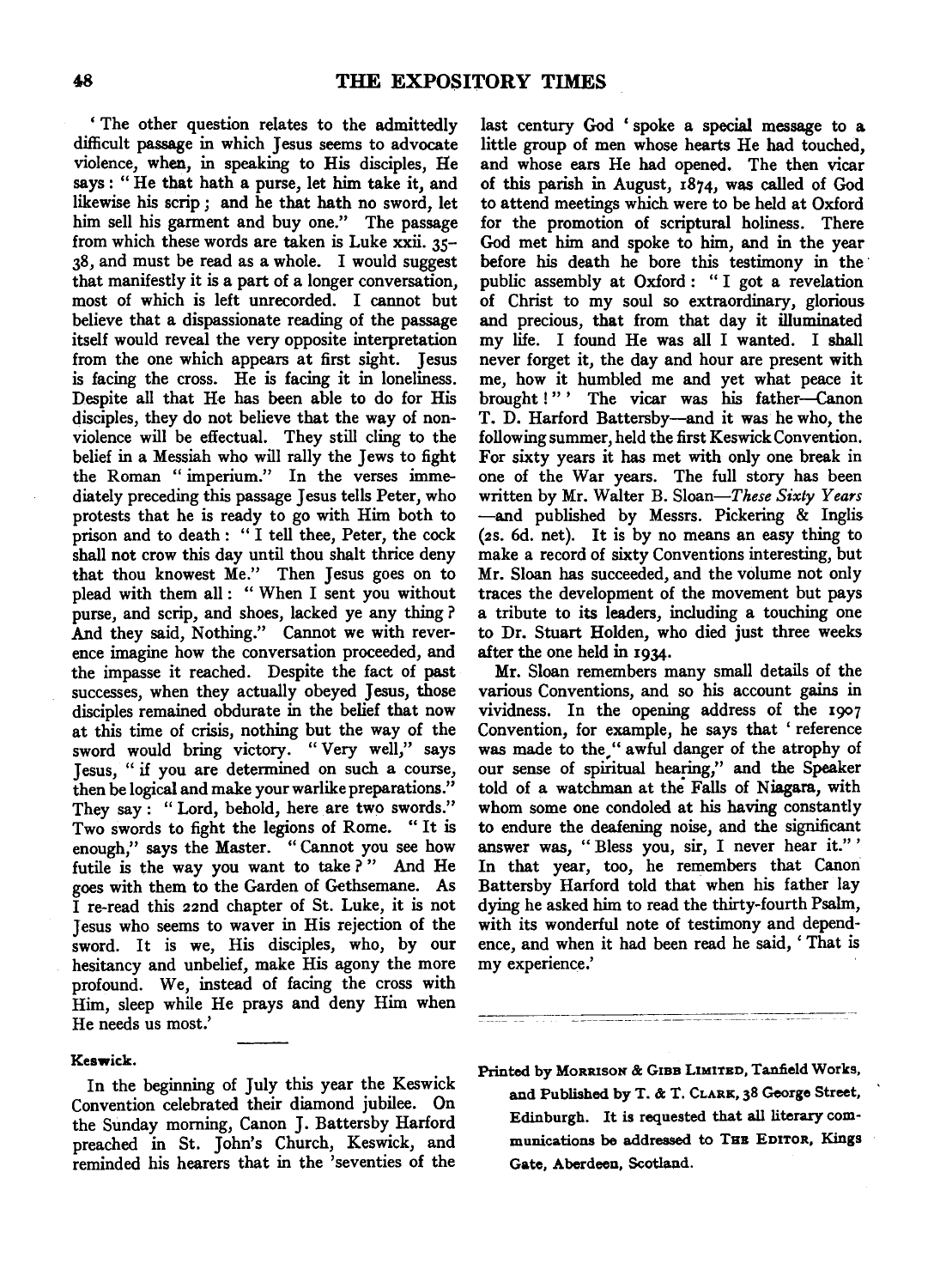'The other question relates to the admittedly difficult passage in which Jesus seems to advocate violence, when, in speaking to His disciples, He says: "He that hath a purse, let him take it, and likewise his scrip; and he that hath no sword, let him sell his garment and buy one." The passage from which these words are taken is Luke xxii. 35–38, and must be read as a whole. I would suggest that manifestly it is a part of a longer conversation, most of which is left unrecorded. I cannot but believe that a dispassionate reading of the passage itself would reveal the very opposite interpretation from the one which appears at first sight. Jesus is facing the cross. He is facing it in loneliness. Despite all that He has been able to do for His disciples, they do not believe that the way of non-violence will be effectual. They still cling to the belief in a Messiah who will rally the Jews to fight the Roman "imperium." In the verses immediately preceding this passage Jesus tells Peter, who protests that he is ready to go with Him both to prison and to death: "I tell thee, Peter, the cock shall not crow this day until thou shalt thrice deny that thou knowest Me." Then Jesus goes on to plead with them all: "When I sent you without purse, and scrip, and shoes, lacked ye any thing? And they said, Nothing." Cannot we with reverence imagine how the conversation proceeded, and the impasse it reached. Despite the fact of past successes, when they actually obeyed Jesus, those disciples remained obdurate in the belief that now at this time of crisis, nothing but the way of the sword would bring victory. "Very well," says Jesus, "if you are determined on such a course, then be logical and make your warlike preparations." They say: "Lord, behold, here are two swords." Two swords to fight the legions of Rome. "It is enough," says the Master. "Cannot you see how futile is the way you want to take?" And He goes with them to the Garden of Gethsemane. As I re-read this 22nd chapter of St. Luke, it is not Jesus who seems to waver in His rejection of the sword. It is we, His disciples, who, by our hesitancy and unbelief, make His agony the more profound. We, instead of facing the cross with Him, sleep while He prays and deny Him when He needs us most.'

---

**Keswick.**

In the beginning of July this year the Keswick Convention celebrated their diamond jubilee. On the Sunday morning, Canon J. Battersby Harford preached in St. John's Church, Keswick, and reminded his hearers that in the 'seventies of the last century God 'spoke a special message to a little group of men whose hearts He had touched, and whose ears He had opened. The then vicar of this parish in August, 1874, was called of God to attend meetings which were to be held at Oxford for the promotion of scriptural holiness. There God met him and spoke to him, and in the year before his death he bore this testimony in the public assembly at Oxford: "I got a revelation of Christ to my soul so extraordinary, glorious and precious, that from that day it illuminated my life. I found He was all I wanted. I shall never forget it, the day and hour are present with me, how it humbled me and yet what peace it brought!"' The vicar was his father—Canon T. D. Harford Battersby—and it was he who, the following summer, held the first Keswick Convention. For sixty years it has met with only one break in one of the War years. The full story has been written by Mr. Walter B. Sloan—*These Sixty Years*—and published by Messrs. Pickering & Inglis (2s. 6d. net). It is by no means an easy thing to make a record of sixty Conventions interesting, but Mr. Sloan has succeeded, and the volume not only traces the development of the movement but pays a tribute to its leaders, including a touching one to Dr. Stuart Holden, who died just three weeks after the one held in 1934.

Mr. Sloan remembers many small details of the various Conventions, and so his account gains in vividness. In the opening address of the 1907 Convention, for example, he says that 'reference was made to the "awful danger of the atrophy of our sense of spiritual hearing," and the Speaker told of a watchman at the Falls of Niagara, with whom some one condoled at his having constantly to endure the deafening noise, and the significant answer was, "Bless you, sir, I never hear it."' In that year, too, he remembers that Canon Battersby Harford told that when his father lay dying he asked him to read the thirty-fourth Psalm, with its wonderful note of testimony and dependence, and when it had been read he said, 'That is my experience.'

---

Printed by Morrison & Gibb Limited, Tanfield Works, and Published by T. & T. Clark, 38 George Street, Edinburgh. It is requested that all literary communications be addressed to The Editor, Kings Gate, Aberdeen, Scotland.